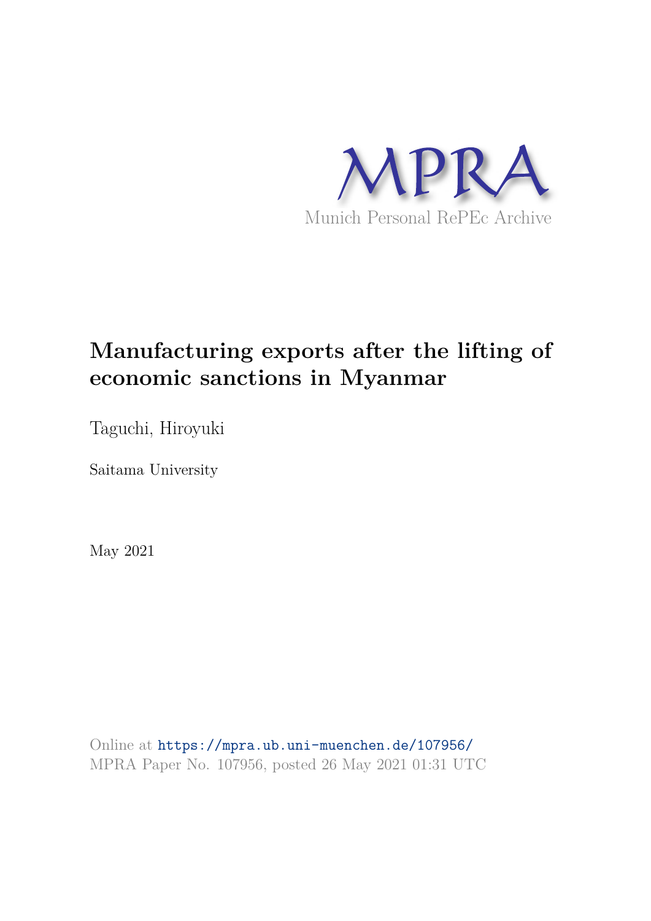MPRA

Munich Personal RePEc Archive

# Manufacturing exports after the lifting of economic sanctions in Myanmar

Taguchi, Hiroyuki

Saitama University

May 2021

Online at https://mpra.ub.uni-muenchen.de/107956/
MPRA Paper No. 107956, posted 26 May 2021 01:31 UTC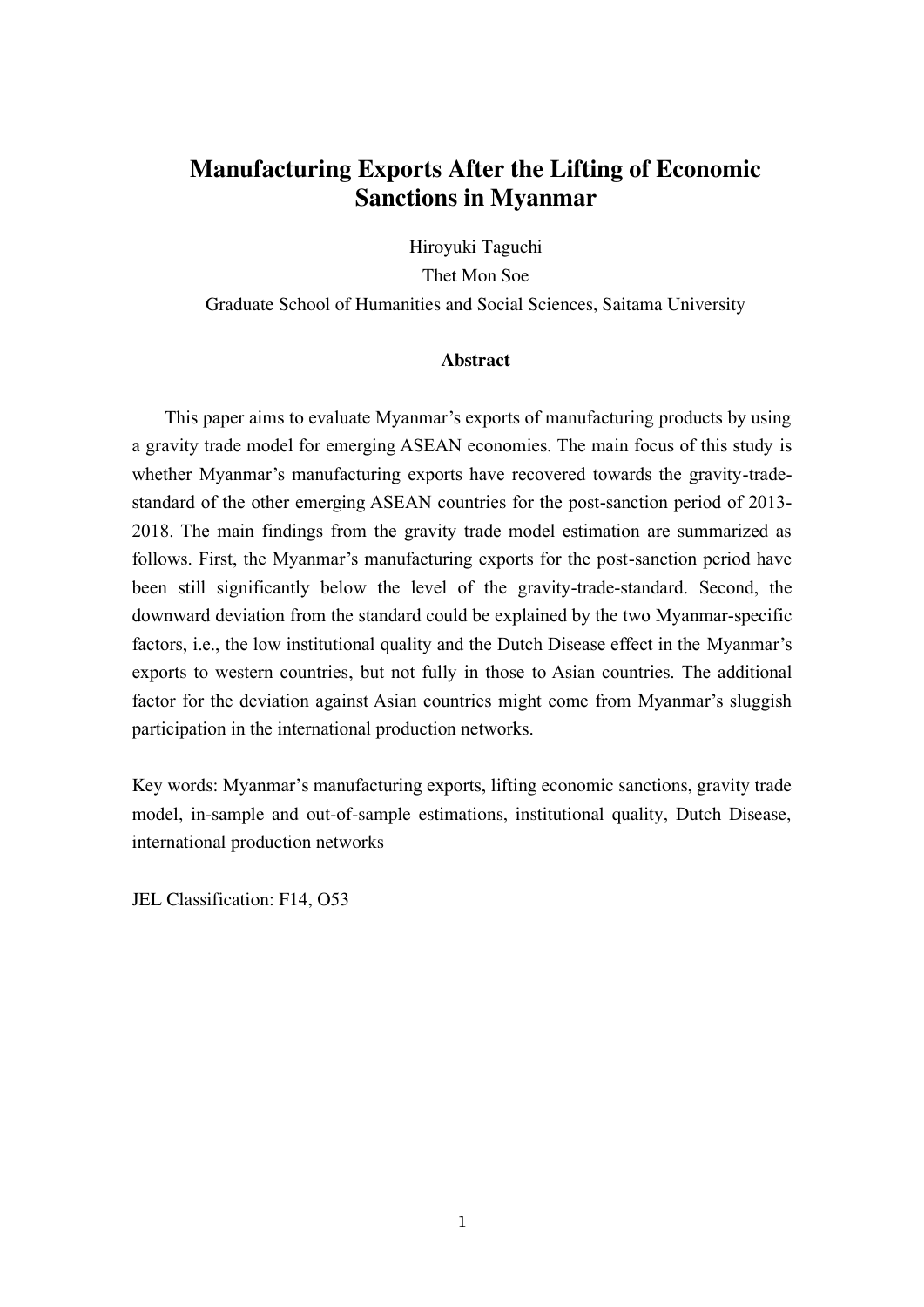# Manufacturing Exports After the Lifting of Economic Sanctions in Myanmar

Hiroyuki Taguchi

Thet Mon Soe

Graduate School of Humanities and Social Sciences, Saitama University

### Abstract

This paper aims to evaluate Myanmar's exports of manufacturing products by using a gravity trade model for emerging ASEAN economies. The main focus of this study is whether Myanmar's manufacturing exports have recovered towards the gravity-trade-standard of the other emerging ASEAN countries for the post-sanction period of 2013-2018. The main findings from the gravity trade model estimation are summarized as follows. First, the Myanmar's manufacturing exports for the post-sanction period have been still significantly below the level of the gravity-trade-standard. Second, the downward deviation from the standard could be explained by the two Myanmar-specific factors, i.e., the low institutional quality and the Dutch Disease effect in the Myanmar's exports to western countries, but not fully in those to Asian countries. The additional factor for the deviation against Asian countries might come from Myanmar's sluggish participation in the international production networks.

Key words: Myanmar's manufacturing exports, lifting economic sanctions, gravity trade model, in-sample and out-of-sample estimations, institutional quality, Dutch Disease, international production networks

JEL Classification: F14, O53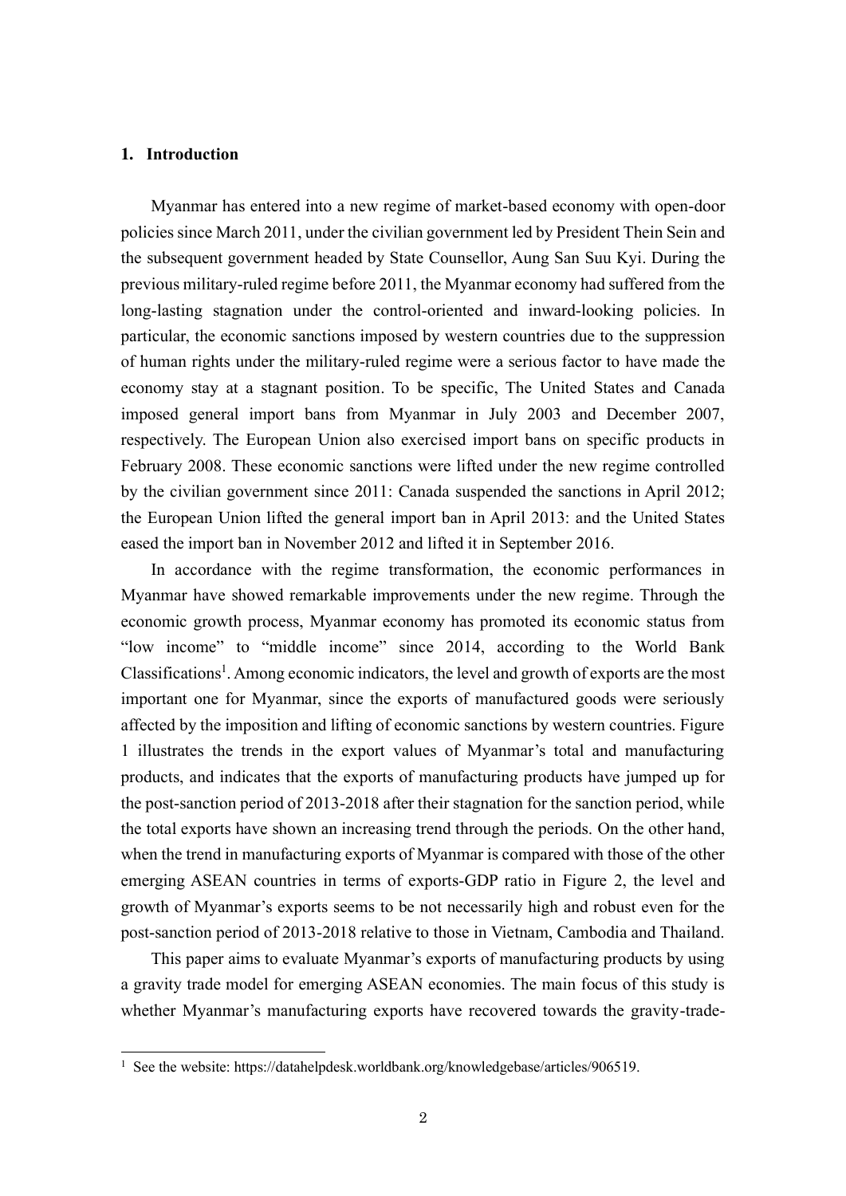## 1. Introduction

Myanmar has entered into a new regime of market-based economy with open-door policies since March 2011, under the civilian government led by President Thein Sein and the subsequent government headed by State Counsellor, Aung San Suu Kyi. During the previous military-ruled regime before 2011, the Myanmar economy had suffered from the long-lasting stagnation under the control-oriented and inward-looking policies. In particular, the economic sanctions imposed by western countries due to the suppression of human rights under the military-ruled regime were a serious factor to have made the economy stay at a stagnant position. To be specific, The United States and Canada imposed general import bans from Myanmar in July 2003 and December 2007, respectively. The European Union also exercised import bans on specific products in February 2008. These economic sanctions were lifted under the new regime controlled by the civilian government since 2011: Canada suspended the sanctions in April 2012; the European Union lifted the general import ban in April 2013: and the United States eased the import ban in November 2012 and lifted it in September 2016.

In accordance with the regime transformation, the economic performances in Myanmar have showed remarkable improvements under the new regime. Through the economic growth process, Myanmar economy has promoted its economic status from "low income" to "middle income" since 2014, according to the World Bank Classifications[1]. Among economic indicators, the level and growth of exports are the most important one for Myanmar, since the exports of manufactured goods were seriously affected by the imposition and lifting of economic sanctions by western countries. Figure 1 illustrates the trends in the export values of Myanmar's total and manufacturing products, and indicates that the exports of manufacturing products have jumped up for the post-sanction period of 2013-2018 after their stagnation for the sanction period, while the total exports have shown an increasing trend through the periods. On the other hand, when the trend in manufacturing exports of Myanmar is compared with those of the other emerging ASEAN countries in terms of exports-GDP ratio in Figure 2, the level and growth of Myanmar's exports seems to be not necessarily high and robust even for the post-sanction period of 2013-2018 relative to those in Vietnam, Cambodia and Thailand.

This paper aims to evaluate Myanmar's exports of manufacturing products by using a gravity trade model for emerging ASEAN economies. The main focus of this study is whether Myanmar's manufacturing exports have recovered towards the gravity-trade-

[1] See the website: https://datahelpdesk.worldbank.org/knowledgebase/articles/906519.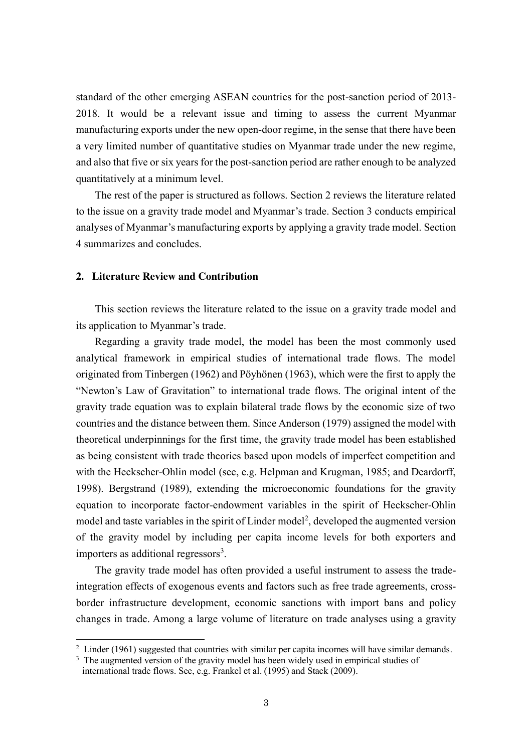standard of the other emerging ASEAN countries for the post-sanction period of 2013-2018. It would be a relevant issue and timing to assess the current Myanmar manufacturing exports under the new open-door regime, in the sense that there have been a very limited number of quantitative studies on Myanmar trade under the new regime, and also that five or six years for the post-sanction period are rather enough to be analyzed quantitatively at a minimum level.

The rest of the paper is structured as follows. Section 2 reviews the literature related to the issue on a gravity trade model and Myanmar's trade. Section 3 conducts empirical analyses of Myanmar's manufacturing exports by applying a gravity trade model. Section 4 summarizes and concludes.

## 2. Literature Review and Contribution

This section reviews the literature related to the issue on a gravity trade model and its application to Myanmar's trade.

Regarding a gravity trade model, the model has been the most commonly used analytical framework in empirical studies of international trade flows. The model originated from Tinbergen (1962) and Pöyhönen (1963), which were the first to apply the "Newton's Law of Gravitation" to international trade flows. The original intent of the gravity trade equation was to explain bilateral trade flows by the economic size of two countries and the distance between them. Since Anderson (1979) assigned the model with theoretical underpinnings for the first time, the gravity trade model has been established as being consistent with trade theories based upon models of imperfect competition and with the Heckscher-Ohlin model (see, e.g. Helpman and Krugman, 1985; and Deardorff, 1998). Bergstrand (1989), extending the microeconomic foundations for the gravity equation to incorporate factor-endowment variables in the spirit of Heckscher-Ohlin model and taste variables in the spirit of Linder model[2], developed the augmented version of the gravity model by including per capita income levels for both exporters and importers as additional regressors[3].

The gravity trade model has often provided a useful instrument to assess the trade-integration effects of exogenous events and factors such as free trade agreements, cross-border infrastructure development, economic sanctions with import bans and policy changes in trade. Among a large volume of literature on trade analyses using a gravity

[2] Linder (1961) suggested that countries with similar per capita incomes will have similar demands.

[3] The augmented version of the gravity model has been widely used in empirical studies of international trade flows. See, e.g. Frankel et al. (1995) and Stack (2009).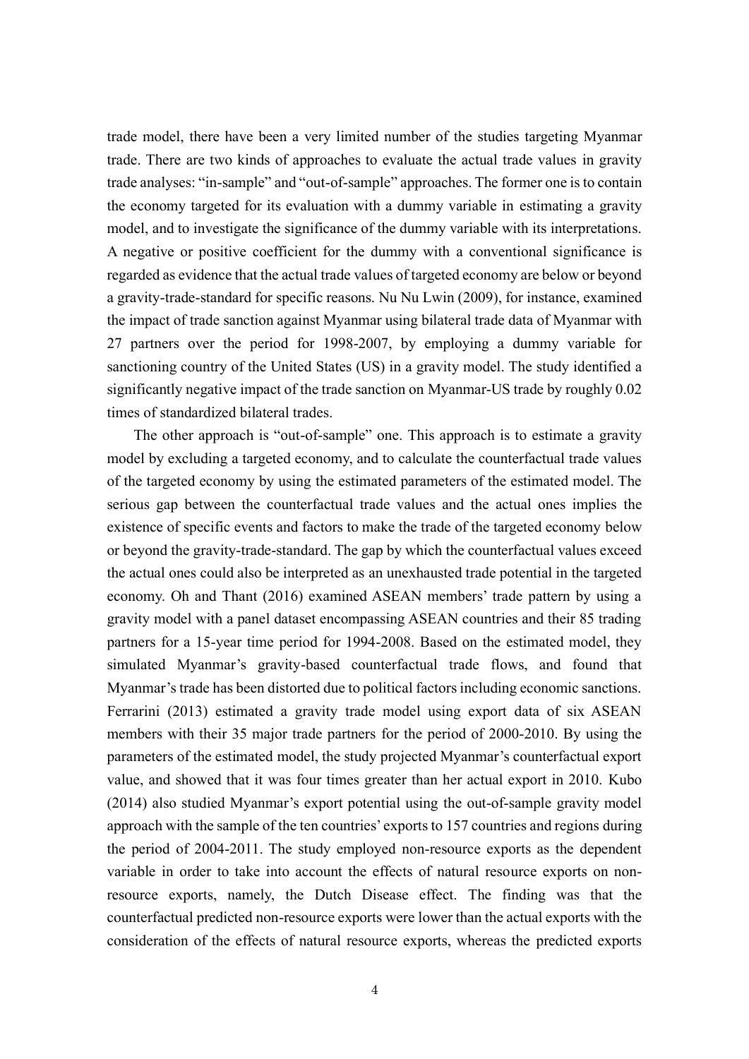trade model, there have been a very limited number of the studies targeting Myanmar trade. There are two kinds of approaches to evaluate the actual trade values in gravity trade analyses: "in-sample" and "out-of-sample" approaches. The former one is to contain the economy targeted for its evaluation with a dummy variable in estimating a gravity model, and to investigate the significance of the dummy variable with its interpretations. A negative or positive coefficient for the dummy with a conventional significance is regarded as evidence that the actual trade values of targeted economy are below or beyond a gravity-trade-standard for specific reasons. Nu Nu Lwin (2009), for instance, examined the impact of trade sanction against Myanmar using bilateral trade data of Myanmar with 27 partners over the period for 1998-2007, by employing a dummy variable for sanctioning country of the United States (US) in a gravity model. The study identified a significantly negative impact of the trade sanction on Myanmar-US trade by roughly 0.02 times of standardized bilateral trades.

The other approach is "out-of-sample" one. This approach is to estimate a gravity model by excluding a targeted economy, and to calculate the counterfactual trade values of the targeted economy by using the estimated parameters of the estimated model. The serious gap between the counterfactual trade values and the actual ones implies the existence of specific events and factors to make the trade of the targeted economy below or beyond the gravity-trade-standard. The gap by which the counterfactual values exceed the actual ones could also be interpreted as an unexhausted trade potential in the targeted economy. Oh and Thant (2016) examined ASEAN members' trade pattern by using a gravity model with a panel dataset encompassing ASEAN countries and their 85 trading partners for a 15-year time period for 1994-2008. Based on the estimated model, they simulated Myanmar's gravity-based counterfactual trade flows, and found that Myanmar's trade has been distorted due to political factors including economic sanctions. Ferrarini (2013) estimated a gravity trade model using export data of six ASEAN members with their 35 major trade partners for the period of 2000-2010. By using the parameters of the estimated model, the study projected Myanmar's counterfactual export value, and showed that it was four times greater than her actual export in 2010. Kubo (2014) also studied Myanmar's export potential using the out-of-sample gravity model approach with the sample of the ten countries' exports to 157 countries and regions during the period of 2004-2011. The study employed non-resource exports as the dependent variable in order to take into account the effects of natural resource exports on non-resource exports, namely, the Dutch Disease effect. The finding was that the counterfactual predicted non-resource exports were lower than the actual exports with the consideration of the effects of natural resource exports, whereas the predicted exports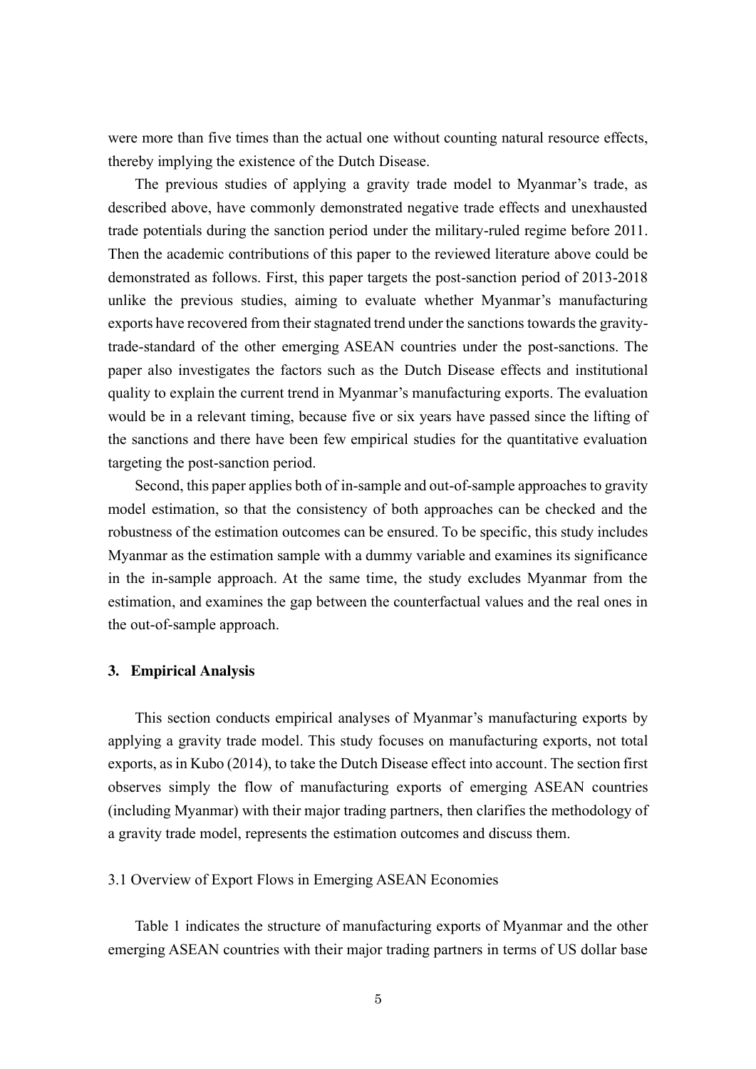were more than five times than the actual one without counting natural resource effects, thereby implying the existence of the Dutch Disease.

The previous studies of applying a gravity trade model to Myanmar's trade, as described above, have commonly demonstrated negative trade effects and unexhausted trade potentials during the sanction period under the military-ruled regime before 2011. Then the academic contributions of this paper to the reviewed literature above could be demonstrated as follows. First, this paper targets the post-sanction period of 2013-2018 unlike the previous studies, aiming to evaluate whether Myanmar's manufacturing exports have recovered from their stagnated trend under the sanctions towards the gravity-trade-standard of the other emerging ASEAN countries under the post-sanctions. The paper also investigates the factors such as the Dutch Disease effects and institutional quality to explain the current trend in Myanmar's manufacturing exports. The evaluation would be in a relevant timing, because five or six years have passed since the lifting of the sanctions and there have been few empirical studies for the quantitative evaluation targeting the post-sanction period.

Second, this paper applies both of in-sample and out-of-sample approaches to gravity model estimation, so that the consistency of both approaches can be checked and the robustness of the estimation outcomes can be ensured. To be specific, this study includes Myanmar as the estimation sample with a dummy variable and examines its significance in the in-sample approach. At the same time, the study excludes Myanmar from the estimation, and examines the gap between the counterfactual values and the real ones in the out-of-sample approach.

## 3. Empirical Analysis

This section conducts empirical analyses of Myanmar's manufacturing exports by applying a gravity trade model. This study focuses on manufacturing exports, not total exports, as in Kubo (2014), to take the Dutch Disease effect into account. The section first observes simply the flow of manufacturing exports of emerging ASEAN countries (including Myanmar) with their major trading partners, then clarifies the methodology of a gravity trade model, represents the estimation outcomes and discuss them.

### 3.1 Overview of Export Flows in Emerging ASEAN Economies

Table 1 indicates the structure of manufacturing exports of Myanmar and the other emerging ASEAN countries with their major trading partners in terms of US dollar base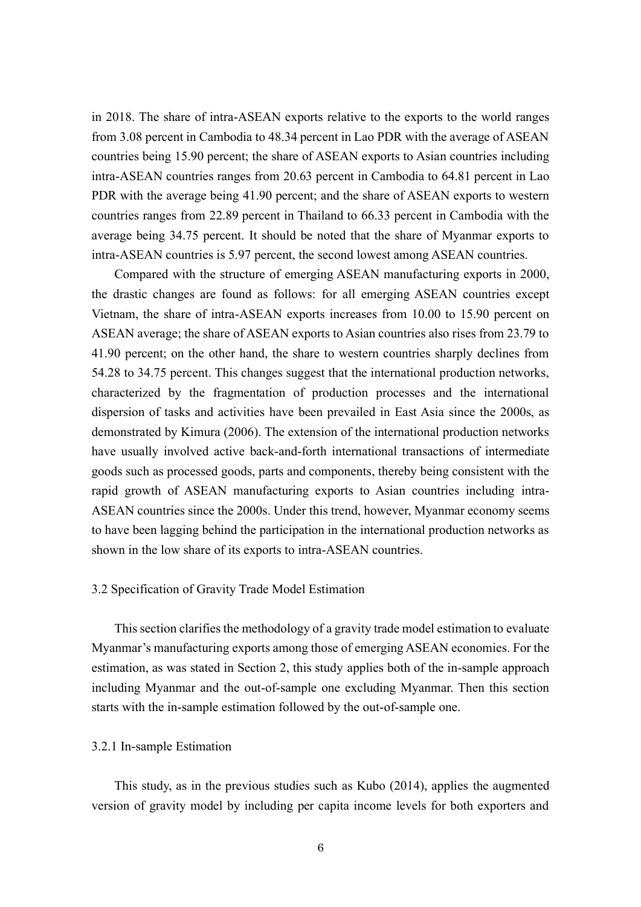in 2018. The share of intra-ASEAN exports relative to the exports to the world ranges from 3.08 percent in Cambodia to 48.34 percent in Lao PDR with the average of ASEAN countries being 15.90 percent; the share of ASEAN exports to Asian countries including intra-ASEAN countries ranges from 20.63 percent in Cambodia to 64.81 percent in Lao PDR with the average being 41.90 percent; and the share of ASEAN exports to western countries ranges from 22.89 percent in Thailand to 66.33 percent in Cambodia with the average being 34.75 percent. It should be noted that the share of Myanmar exports to intra-ASEAN countries is 5.97 percent, the second lowest among ASEAN countries.

Compared with the structure of emerging ASEAN manufacturing exports in 2000, the drastic changes are found as follows: for all emerging ASEAN countries except Vietnam, the share of intra-ASEAN exports increases from 10.00 to 15.90 percent on ASEAN average; the share of ASEAN exports to Asian countries also rises from 23.79 to 41.90 percent; on the other hand, the share to western countries sharply declines from 54.28 to 34.75 percent. This changes suggest that the international production networks, characterized by the fragmentation of production processes and the international dispersion of tasks and activities have been prevailed in East Asia since the 2000s, as demonstrated by Kimura (2006). The extension of the international production networks have usually involved active back-and-forth international transactions of intermediate goods such as processed goods, parts and components, thereby being consistent with the rapid growth of ASEAN manufacturing exports to Asian countries including intra-ASEAN countries since the 2000s. Under this trend, however, Myanmar economy seems to have been lagging behind the participation in the international production networks as shown in the low share of its exports to intra-ASEAN countries.

### 3.2 Specification of Gravity Trade Model Estimation

This section clarifies the methodology of a gravity trade model estimation to evaluate Myanmar's manufacturing exports among those of emerging ASEAN economies. For the estimation, as was stated in Section 2, this study applies both of the in-sample approach including Myanmar and the out-of-sample one excluding Myanmar. Then this section starts with the in-sample estimation followed by the out-of-sample one.

#### 3.2.1 In-sample Estimation

This study, as in the previous studies such as Kubo (2014), applies the augmented version of gravity model by including per capita income levels for both exporters and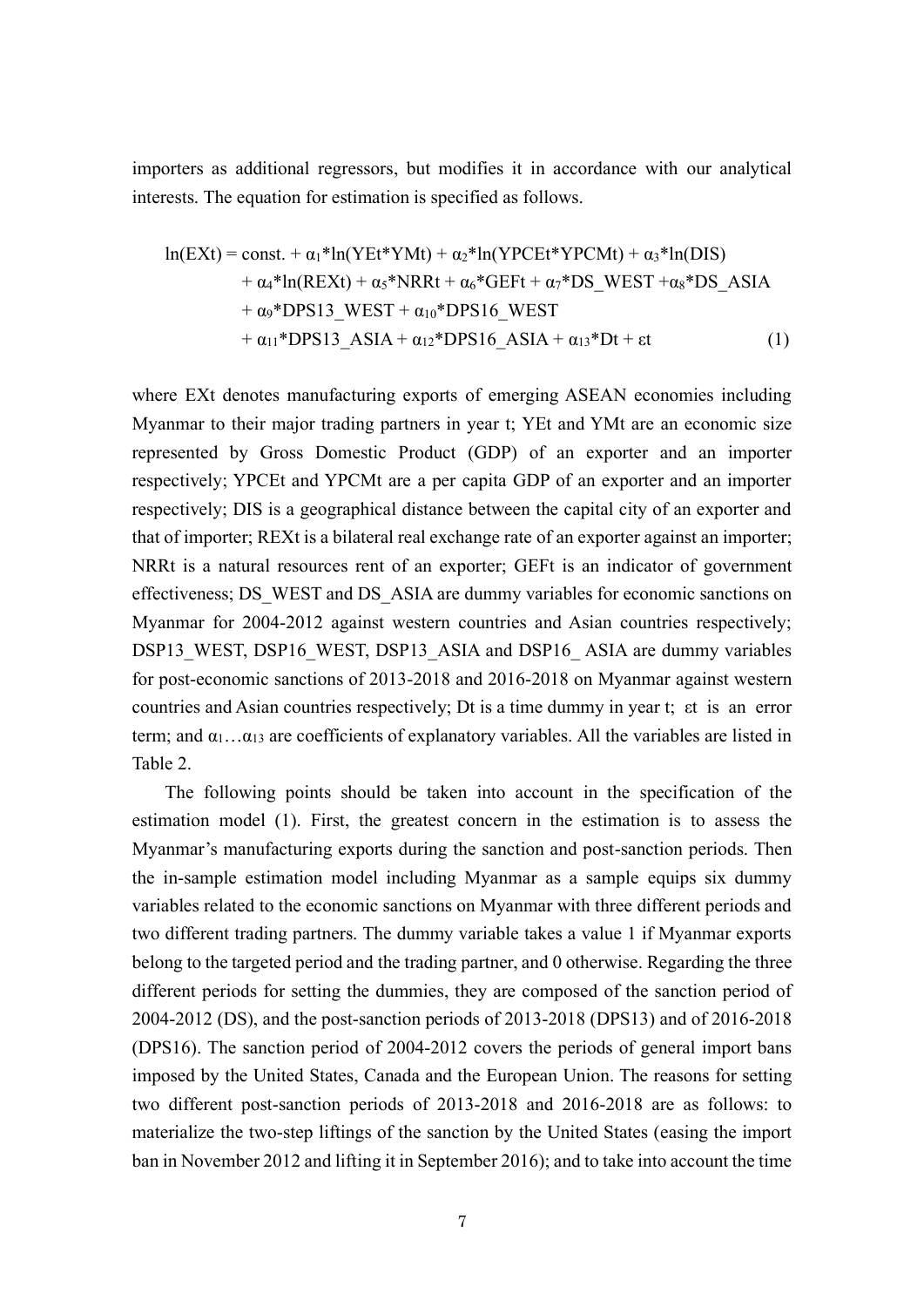importers as additional regressors, but modifies it in accordance with our analytical interests. The equation for estimation is specified as follows.

$$
\begin{aligned}
\ln(EXt) = {} & \text{const.} + \alpha_1 * \ln(YEt * YMt) + \alpha_2 * \ln(YPCEt * YPCMt) + \alpha_3 * \ln(DIS) \\
& + \alpha_4 * \ln(REXt) + \alpha_5 * NRRt + \alpha_6 * GEFt + \alpha_7 * DS\_WEST + \alpha_8 * DS\_ASIA \\
& + \alpha_9 * DPS13\_WEST + \alpha_{10} * DPS16\_WEST \\
& + \alpha_{11} * DPS13\_ASIA + \alpha_{12} * DPS16\_ASIA + \alpha_{13} * Dt + \varepsilon t \qquad (1)
\end{aligned}
$$

where EXt denotes manufacturing exports of emerging ASEAN economies including Myanmar to their major trading partners in year t; YEt and YMt are an economic size represented by Gross Domestic Product (GDP) of an exporter and an importer respectively; YPCEt and YPCMt are a per capita GDP of an exporter and an importer respectively; DIS is a geographical distance between the capital city of an exporter and that of importer; REXt is a bilateral real exchange rate of an exporter against an importer; NRRt is a natural resources rent of an exporter; GEFt is an indicator of government effectiveness; DS_WEST and DS_ASIA are dummy variables for economic sanctions on Myanmar for 2004-2012 against western countries and Asian countries respectively; DSP13_WEST, DSP16_WEST, DSP13_ASIA and DSP16_ ASIA are dummy variables for post-economic sanctions of 2013-2018 and 2016-2018 on Myanmar against western countries and Asian countries respectively; Dt is a time dummy in year t; $\varepsilon$t is an error term; and $\alpha_1 \ldots \alpha_{13}$ are coefficients of explanatory variables. All the variables are listed in Table 2.

The following points should be taken into account in the specification of the estimation model (1). First, the greatest concern in the estimation is to assess the Myanmar's manufacturing exports during the sanction and post-sanction periods. Then the in-sample estimation model including Myanmar as a sample equips six dummy variables related to the economic sanctions on Myanmar with three different periods and two different trading partners. The dummy variable takes a value 1 if Myanmar exports belong to the targeted period and the trading partner, and 0 otherwise. Regarding the three different periods for setting the dummies, they are composed of the sanction period of 2004-2012 (DS), and the post-sanction periods of 2013-2018 (DPS13) and of 2016-2018 (DPS16). The sanction period of 2004-2012 covers the periods of general import bans imposed by the United States, Canada and the European Union. The reasons for setting two different post-sanction periods of 2013-2018 and 2016-2018 are as follows: to materialize the two-step liftings of the sanction by the United States (easing the import ban in November 2012 and lifting it in September 2016); and to take into account the time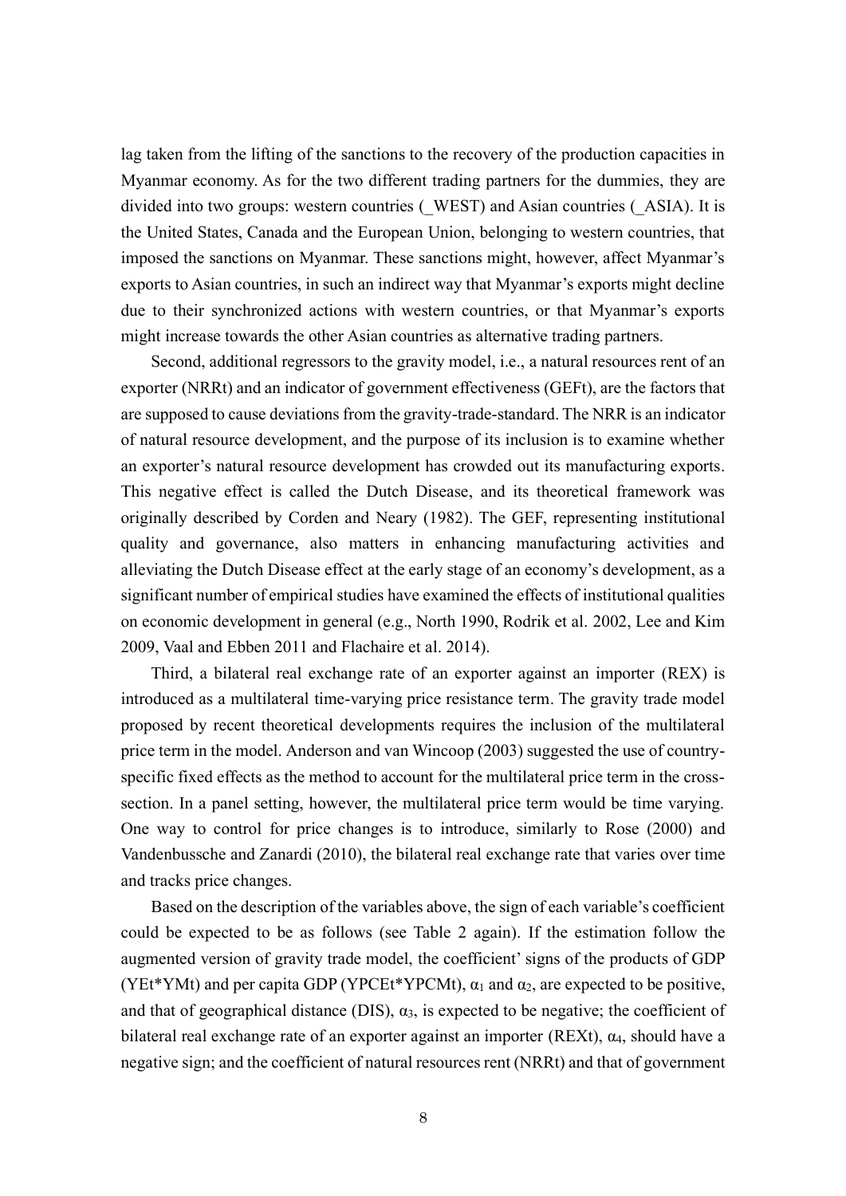lag taken from the lifting of the sanctions to the recovery of the production capacities in Myanmar economy. As for the two different trading partners for the dummies, they are divided into two groups: western countries (_WEST) and Asian countries (_ASIA). It is the United States, Canada and the European Union, belonging to western countries, that imposed the sanctions on Myanmar. These sanctions might, however, affect Myanmar's exports to Asian countries, in such an indirect way that Myanmar's exports might decline due to their synchronized actions with western countries, or that Myanmar's exports might increase towards the other Asian countries as alternative trading partners.

Second, additional regressors to the gravity model, i.e., a natural resources rent of an exporter (NRRt) and an indicator of government effectiveness (GEFt), are the factors that are supposed to cause deviations from the gravity-trade-standard. The NRR is an indicator of natural resource development, and the purpose of its inclusion is to examine whether an exporter's natural resource development has crowded out its manufacturing exports. This negative effect is called the Dutch Disease, and its theoretical framework was originally described by Corden and Neary (1982). The GEF, representing institutional quality and governance, also matters in enhancing manufacturing activities and alleviating the Dutch Disease effect at the early stage of an economy's development, as a significant number of empirical studies have examined the effects of institutional qualities on economic development in general (e.g., North 1990, Rodrik et al. 2002, Lee and Kim 2009, Vaal and Ebben 2011 and Flachaire et al. 2014).

Third, a bilateral real exchange rate of an exporter against an importer (REX) is introduced as a multilateral time-varying price resistance term. The gravity trade model proposed by recent theoretical developments requires the inclusion of the multilateral price term in the model. Anderson and van Wincoop (2003) suggested the use of country-specific fixed effects as the method to account for the multilateral price term in the cross-section. In a panel setting, however, the multilateral price term would be time varying. One way to control for price changes is to introduce, similarly to Rose (2000) and Vandenbussche and Zanardi (2010), the bilateral real exchange rate that varies over time and tracks price changes.

Based on the description of the variables above, the sign of each variable's coefficient could be expected to be as follows (see Table 2 again). If the estimation follow the augmented version of gravity trade model, the coefficient' signs of the products of GDP (YEt*YMt) and per capita GDP (YPCEt*YPCMt), $\alpha_1$ and $\alpha_2$, are expected to be positive, and that of geographical distance (DIS), $\alpha_3$, is expected to be negative; the coefficient of bilateral real exchange rate of an exporter against an importer (REXt), $\alpha_4$, should have a negative sign; and the coefficient of natural resources rent (NRRt) and that of government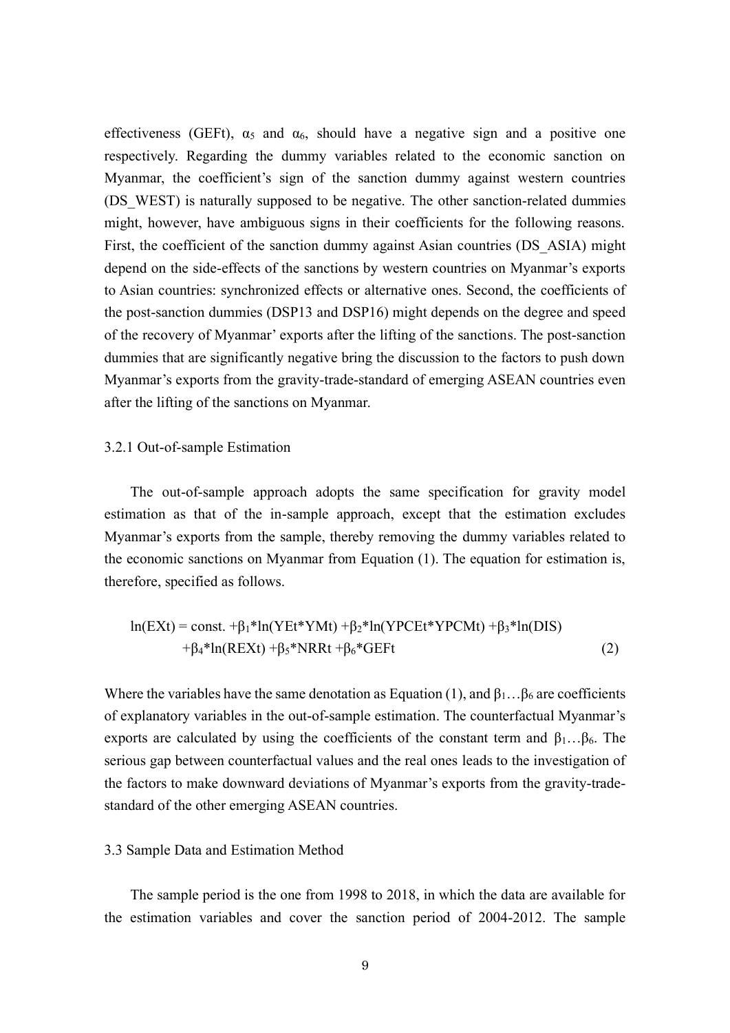effectiveness (GEFt), $\alpha_5$ and $\alpha_6$, should have a negative sign and a positive one respectively. Regarding the dummy variables related to the economic sanction on Myanmar, the coefficient's sign of the sanction dummy against western countries (DS_WEST) is naturally supposed to be negative. The other sanction-related dummies might, however, have ambiguous signs in their coefficients for the following reasons. First, the coefficient of the sanction dummy against Asian countries (DS_ASIA) might depend on the side-effects of the sanctions by western countries on Myanmar's exports to Asian countries: synchronized effects or alternative ones. Second, the coefficients of the post-sanction dummies (DSP13 and DSP16) might depends on the degree and speed of the recovery of Myanmar' exports after the lifting of the sanctions. The post-sanction dummies that are significantly negative bring the discussion to the factors to push down Myanmar's exports from the gravity-trade-standard of emerging ASEAN countries even after the lifting of the sanctions on Myanmar.

### 3.2.1 Out-of-sample Estimation

The out-of-sample approach adopts the same specification for gravity model estimation as that of the in-sample approach, except that the estimation excludes Myanmar's exports from the sample, thereby removing the dummy variables related to the economic sanctions on Myanmar from Equation (1). The equation for estimation is, therefore, specified as follows.

$$\ln(EXt) = \text{const.} + \beta_1 * \ln(YEt * YMt) + \beta_2 * \ln(YPCEt * YPCMt) + \beta_3 * \ln(DIS) + \beta_4 * \ln(REXt) + \beta_5 * NRRt + \beta_6 * GEFt \quad (2)$$

Where the variables have the same denotation as Equation (1), and $\beta_1 \ldots \beta_6$ are coefficients of explanatory variables in the out-of-sample estimation. The counterfactual Myanmar's exports are calculated by using the coefficients of the constant term and $\beta_1 \ldots \beta_6$. The serious gap between counterfactual values and the real ones leads to the investigation of the factors to make downward deviations of Myanmar's exports from the gravity-trade-standard of the other emerging ASEAN countries.

## 3.3 Sample Data and Estimation Method

The sample period is the one from 1998 to 2018, in which the data are available for the estimation variables and cover the sanction period of 2004-2012. The sample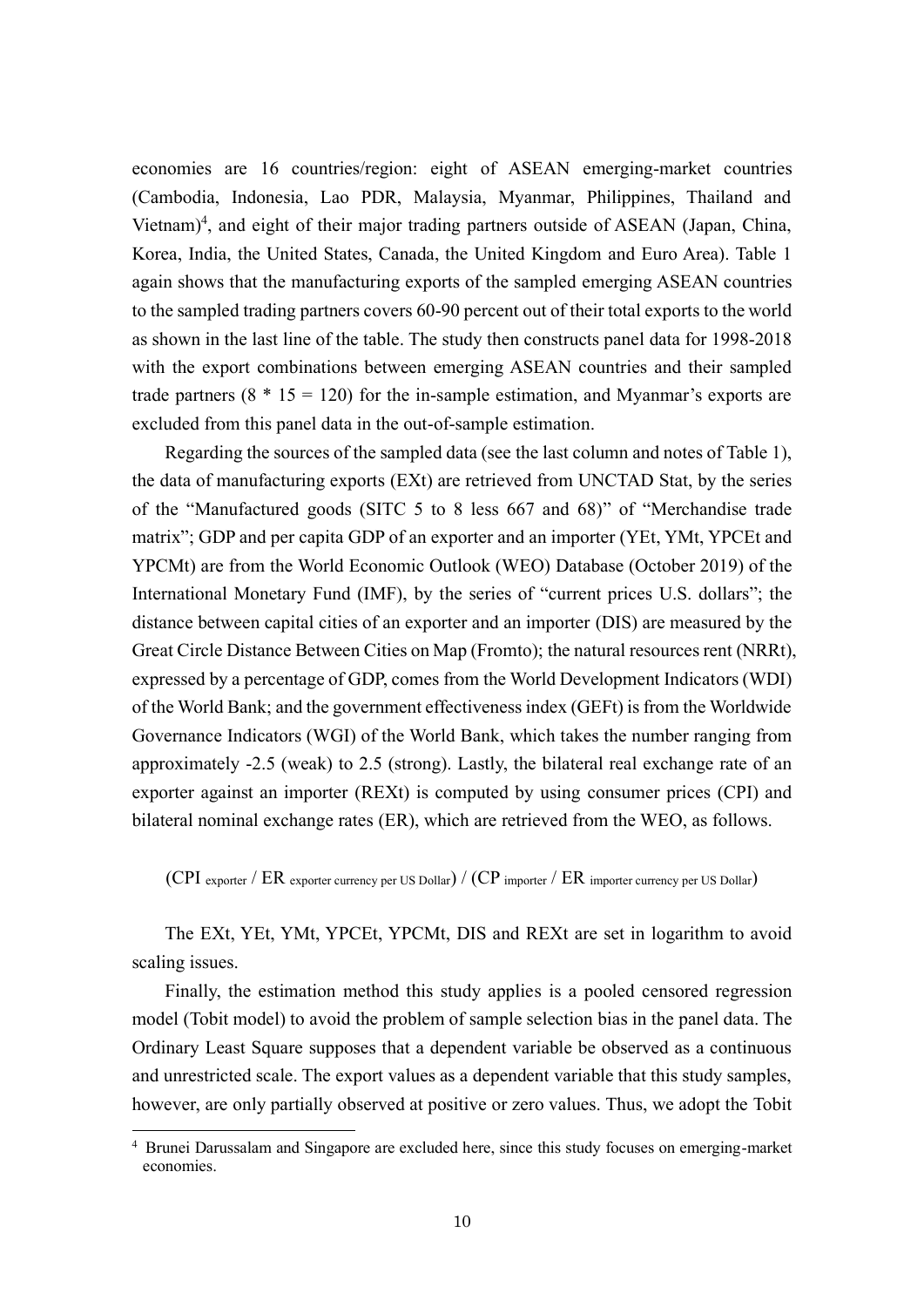economies are 16 countries/region: eight of ASEAN emerging-market countries (Cambodia, Indonesia, Lao PDR, Malaysia, Myanmar, Philippines, Thailand and Vietnam)[4], and eight of their major trading partners outside of ASEAN (Japan, China, Korea, India, the United States, Canada, the United Kingdom and Euro Area). Table 1 again shows that the manufacturing exports of the sampled emerging ASEAN countries to the sampled trading partners covers 60-90 percent out of their total exports to the world as shown in the last line of the table. The study then constructs panel data for 1998-2018 with the export combinations between emerging ASEAN countries and their sampled trade partners ($8 * 15 = 120$) for the in-sample estimation, and Myanmar's exports are excluded from this panel data in the out-of-sample estimation.

Regarding the sources of the sampled data (see the last column and notes of Table 1), the data of manufacturing exports (EXt) are retrieved from UNCTAD Stat, by the series of the "Manufactured goods (SITC 5 to 8 less 667 and 68)" of "Merchandise trade matrix"; GDP and per capita GDP of an exporter and an importer (YEt, YMt, YPCEt and YPCMt) are from the World Economic Outlook (WEO) Database (October 2019) of the International Monetary Fund (IMF), by the series of "current prices U.S. dollars"; the distance between capital cities of an exporter and an importer (DIS) are measured by the Great Circle Distance Between Cities on Map (Fromto); the natural resources rent (NRRt), expressed by a percentage of GDP, comes from the World Development Indicators (WDI) of the World Bank; and the government effectiveness index (GEFt) is from the Worldwide Governance Indicators (WGI) of the World Bank, which takes the number ranging from approximately -2.5 (weak) to 2.5 (strong). Lastly, the bilateral real exchange rate of an exporter against an importer (REXt) is computed by using consumer prices (CPI) and bilateral nominal exchange rates (ER), which are retrieved from the WEO, as follows.

$$(CPI_{\text{exporter}} / ER_{\text{exporter currency per US Dollar}}) / (CP_{\text{importer}} / ER_{\text{importer currency per US Dollar}})$$

The EXt, YEt, YMt, YPCEt, YPCMt, DIS and REXt are set in logarithm to avoid scaling issues.

Finally, the estimation method this study applies is a pooled censored regression model (Tobit model) to avoid the problem of sample selection bias in the panel data. The Ordinary Least Square supposes that a dependent variable be observed as a continuous and unrestricted scale. The export values as a dependent variable that this study samples, however, are only partially observed at positive or zero values. Thus, we adopt the Tobit

---

[4] Brunei Darussalam and Singapore are excluded here, since this study focuses on emerging-market economies.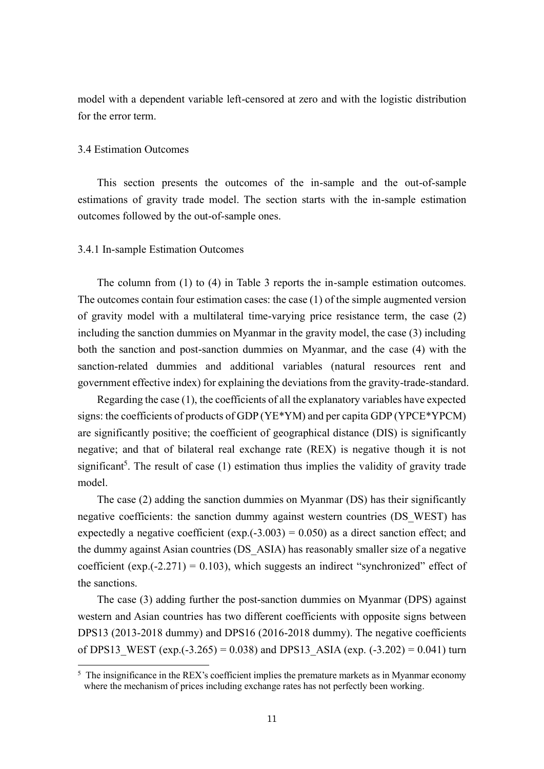model with a dependent variable left-censored at zero and with the logistic distribution for the error term.

### 3.4 Estimation Outcomes

This section presents the outcomes of the in-sample and the out-of-sample estimations of gravity trade model. The section starts with the in-sample estimation outcomes followed by the out-of-sample ones.

#### 3.4.1 In-sample Estimation Outcomes

The column from (1) to (4) in Table 3 reports the in-sample estimation outcomes. The outcomes contain four estimation cases: the case (1) of the simple augmented version of gravity model with a multilateral time-varying price resistance term, the case (2) including the sanction dummies on Myanmar in the gravity model, the case (3) including both the sanction and post-sanction dummies on Myanmar, and the case (4) with the sanction-related dummies and additional variables (natural resources rent and government effective index) for explaining the deviations from the gravity-trade-standard.

Regarding the case (1), the coefficients of all the explanatory variables have expected signs: the coefficients of products of GDP (YE*YM) and per capita GDP (YPCE*YPCM) are significantly positive; the coefficient of geographical distance (DIS) is significantly negative; and that of bilateral real exchange rate (REX) is negative though it is not significant[5]. The result of case (1) estimation thus implies the validity of gravity trade model.

The case (2) adding the sanction dummies on Myanmar (DS) has their significantly negative coefficients: the sanction dummy against western countries (DS_WEST) has expectedly a negative coefficient (exp.(-3.003) = 0.050) as a direct sanction effect; and the dummy against Asian countries (DS_ASIA) has reasonably smaller size of a negative coefficient (exp.(-2.271) = 0.103), which suggests an indirect "synchronized" effect of the sanctions.

The case (3) adding further the post-sanction dummies on Myanmar (DPS) against western and Asian countries has two different coefficients with opposite signs between DPS13 (2013-2018 dummy) and DPS16 (2016-2018 dummy). The negative coefficients of DPS13_WEST (exp.(-3.265) = 0.038) and DPS13_ASIA (exp. (-3.202) = 0.041) turn

[5] The insignificance in the REX's coefficient implies the premature markets as in Myanmar economy where the mechanism of prices including exchange rates has not perfectly been working.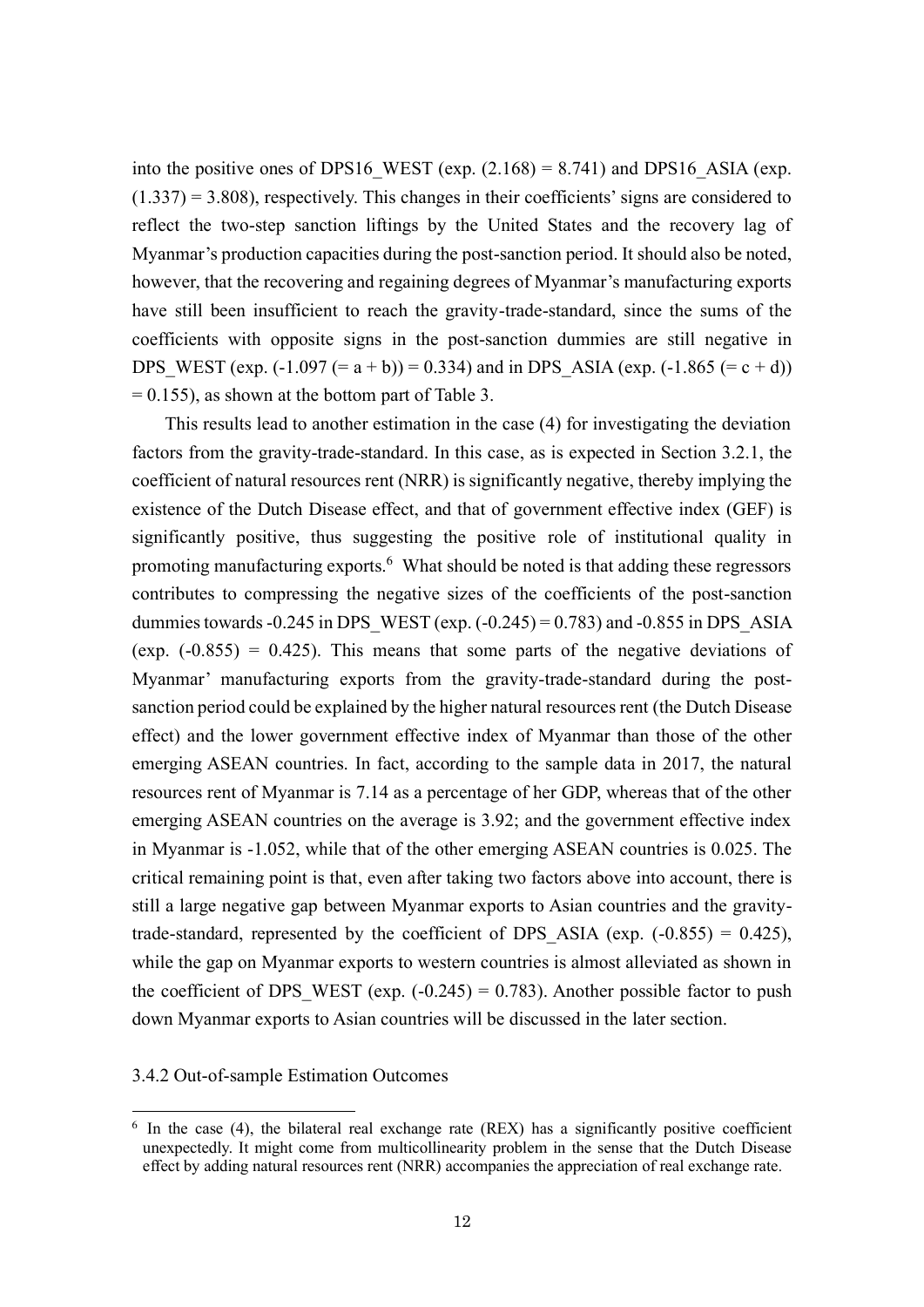into the positive ones of DPS16_WEST (exp. (2.168) = 8.741) and DPS16_ASIA (exp. (1.337) = 3.808), respectively. This changes in their coefficients' signs are considered to reflect the two-step sanction liftings by the United States and the recovery lag of Myanmar's production capacities during the post-sanction period. It should also be noted, however, that the recovering and regaining degrees of Myanmar's manufacturing exports have still been insufficient to reach the gravity-trade-standard, since the sums of the coefficients with opposite signs in the post-sanction dummies are still negative in DPS_WEST (exp. (-1.097 (= a + b)) = 0.334) and in DPS_ASIA (exp. (-1.865 (= c + d)) = 0.155), as shown at the bottom part of Table 3.

This results lead to another estimation in the case (4) for investigating the deviation factors from the gravity-trade-standard. In this case, as is expected in Section 3.2.1, the coefficient of natural resources rent (NRR) is significantly negative, thereby implying the existence of the Dutch Disease effect, and that of government effective index (GEF) is significantly positive, thus suggesting the positive role of institutional quality in promoting manufacturing exports.[6] What should be noted is that adding these regressors contributes to compressing the negative sizes of the coefficients of the post-sanction dummies towards -0.245 in DPS_WEST (exp. (-0.245) = 0.783) and -0.855 in DPS_ASIA (exp. (-0.855) = 0.425). This means that some parts of the negative deviations of Myanmar' manufacturing exports from the gravity-trade-standard during the post-sanction period could be explained by the higher natural resources rent (the Dutch Disease effect) and the lower government effective index of Myanmar than those of the other emerging ASEAN countries. In fact, according to the sample data in 2017, the natural resources rent of Myanmar is 7.14 as a percentage of her GDP, whereas that of the other emerging ASEAN countries on the average is 3.92; and the government effective index in Myanmar is -1.052, while that of the other emerging ASEAN countries is 0.025. The critical remaining point is that, even after taking two factors above into account, there is still a large negative gap between Myanmar exports to Asian countries and the gravity-trade-standard, represented by the coefficient of DPS_ASIA (exp. (-0.855) = 0.425), while the gap on Myanmar exports to western countries is almost alleviated as shown in the coefficient of DPS_WEST (exp. (-0.245) = 0.783). Another possible factor to push down Myanmar exports to Asian countries will be discussed in the later section.

### 3.4.2 Out-of-sample Estimation Outcomes

[6] In the case (4), the bilateral real exchange rate (REX) has a significantly positive coefficient unexpectedly. It might come from multicollinearity problem in the sense that the Dutch Disease effect by adding natural resources rent (NRR) accompanies the appreciation of real exchange rate.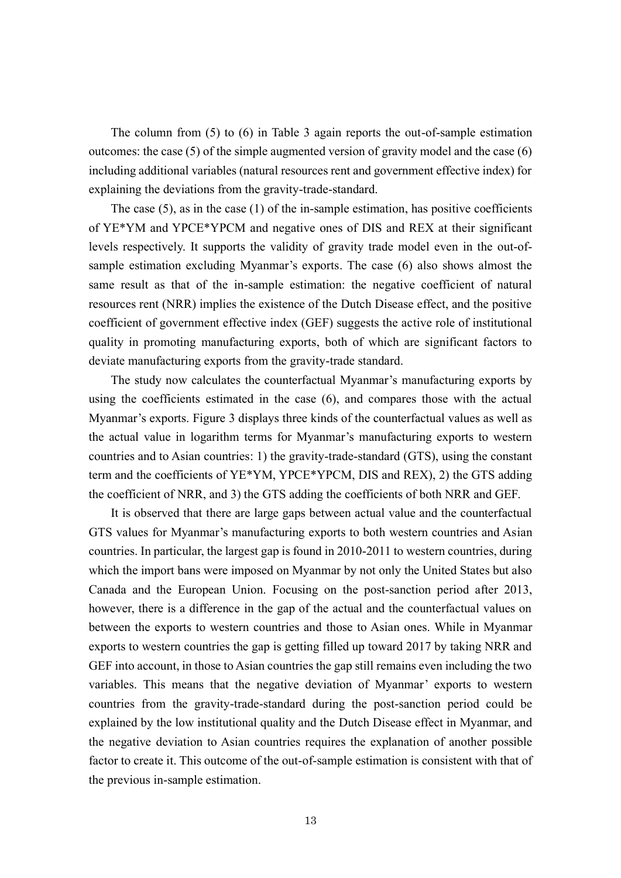The column from (5) to (6) in Table 3 again reports the out-of-sample estimation outcomes: the case (5) of the simple augmented version of gravity model and the case (6) including additional variables (natural resources rent and government effective index) for explaining the deviations from the gravity-trade-standard.

The case (5), as in the case (1) of the in-sample estimation, has positive coefficients of YE*YM and YPCE*YPCM and negative ones of DIS and REX at their significant levels respectively. It supports the validity of gravity trade model even in the out-of-sample estimation excluding Myanmar's exports. The case (6) also shows almost the same result as that of the in-sample estimation: the negative coefficient of natural resources rent (NRR) implies the existence of the Dutch Disease effect, and the positive coefficient of government effective index (GEF) suggests the active role of institutional quality in promoting manufacturing exports, both of which are significant factors to deviate manufacturing exports from the gravity-trade standard.

The study now calculates the counterfactual Myanmar's manufacturing exports by using the coefficients estimated in the case (6), and compares those with the actual Myanmar's exports. Figure 3 displays three kinds of the counterfactual values as well as the actual value in logarithm terms for Myanmar's manufacturing exports to western countries and to Asian countries: 1) the gravity-trade-standard (GTS), using the constant term and the coefficients of YE*YM, YPCE*YPCM, DIS and REX), 2) the GTS adding the coefficient of NRR, and 3) the GTS adding the coefficients of both NRR and GEF.

It is observed that there are large gaps between actual value and the counterfactual GTS values for Myanmar's manufacturing exports to both western countries and Asian countries. In particular, the largest gap is found in 2010-2011 to western countries, during which the import bans were imposed on Myanmar by not only the United States but also Canada and the European Union. Focusing on the post-sanction period after 2013, however, there is a difference in the gap of the actual and the counterfactual values on between the exports to western countries and those to Asian ones. While in Myanmar exports to western countries the gap is getting filled up toward 2017 by taking NRR and GEF into account, in those to Asian countries the gap still remains even including the two variables. This means that the negative deviation of Myanmar' exports to western countries from the gravity-trade-standard during the post-sanction period could be explained by the low institutional quality and the Dutch Disease effect in Myanmar, and the negative deviation to Asian countries requires the explanation of another possible factor to create it. This outcome of the out-of-sample estimation is consistent with that of the previous in-sample estimation.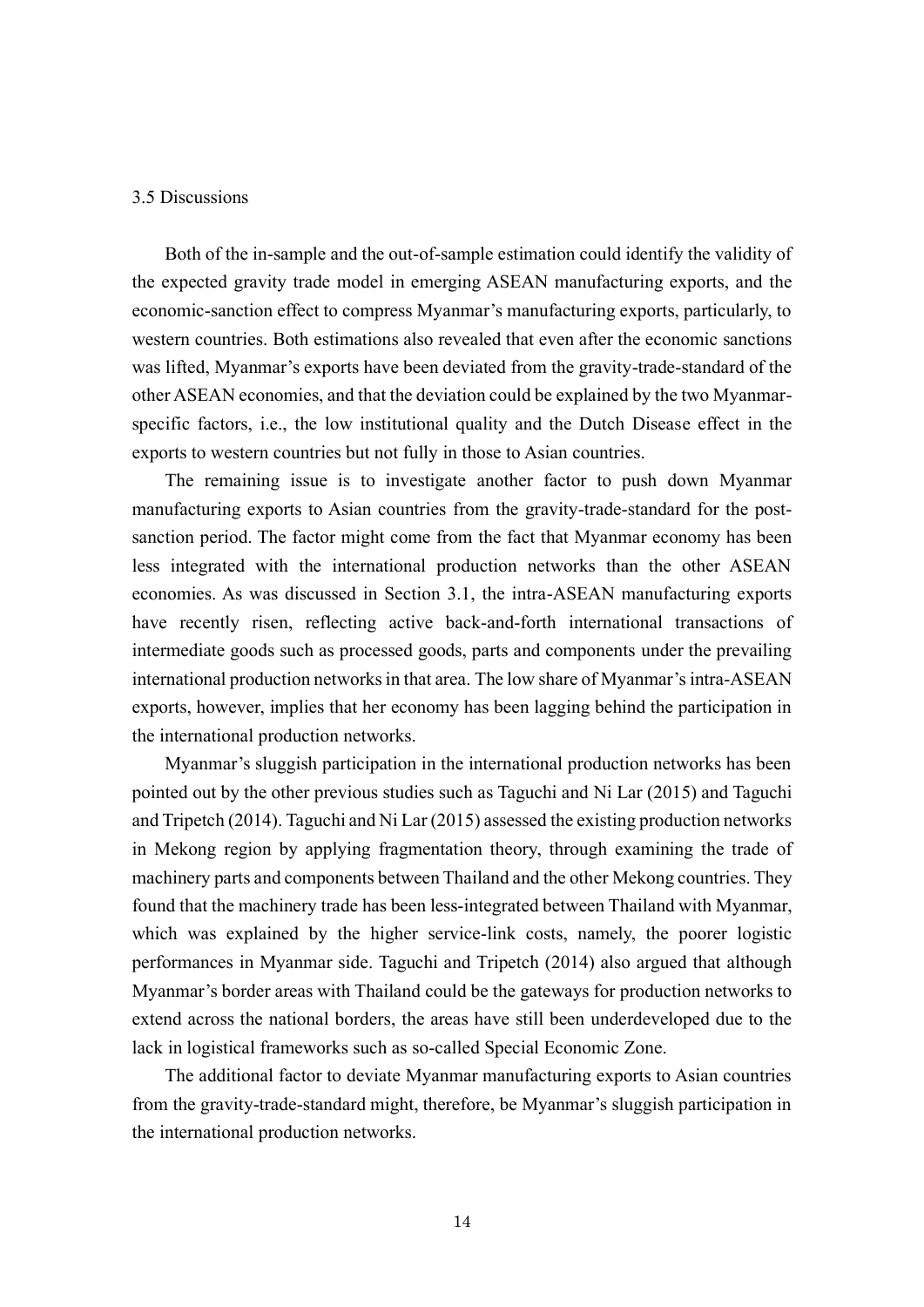### 3.5 Discussions

Both of the in-sample and the out-of-sample estimation could identify the validity of the expected gravity trade model in emerging ASEAN manufacturing exports, and the economic-sanction effect to compress Myanmar's manufacturing exports, particularly, to western countries. Both estimations also revealed that even after the economic sanctions was lifted, Myanmar's exports have been deviated from the gravity-trade-standard of the other ASEAN economies, and that the deviation could be explained by the two Myanmar-specific factors, i.e., the low institutional quality and the Dutch Disease effect in the exports to western countries but not fully in those to Asian countries.

The remaining issue is to investigate another factor to push down Myanmar manufacturing exports to Asian countries from the gravity-trade-standard for the post-sanction period. The factor might come from the fact that Myanmar economy has been less integrated with the international production networks than the other ASEAN economies. As was discussed in Section 3.1, the intra-ASEAN manufacturing exports have recently risen, reflecting active back-and-forth international transactions of intermediate goods such as processed goods, parts and components under the prevailing international production networks in that area. The low share of Myanmar's intra-ASEAN exports, however, implies that her economy has been lagging behind the participation in the international production networks.

Myanmar's sluggish participation in the international production networks has been pointed out by the other previous studies such as Taguchi and Ni Lar (2015) and Taguchi and Tripetch (2014). Taguchi and Ni Lar (2015) assessed the existing production networks in Mekong region by applying fragmentation theory, through examining the trade of machinery parts and components between Thailand and the other Mekong countries. They found that the machinery trade has been less-integrated between Thailand with Myanmar, which was explained by the higher service-link costs, namely, the poorer logistic performances in Myanmar side. Taguchi and Tripetch (2014) also argued that although Myanmar's border areas with Thailand could be the gateways for production networks to extend across the national borders, the areas have still been underdeveloped due to the lack in logistical frameworks such as so-called Special Economic Zone.

The additional factor to deviate Myanmar manufacturing exports to Asian countries from the gravity-trade-standard might, therefore, be Myanmar's sluggish participation in the international production networks.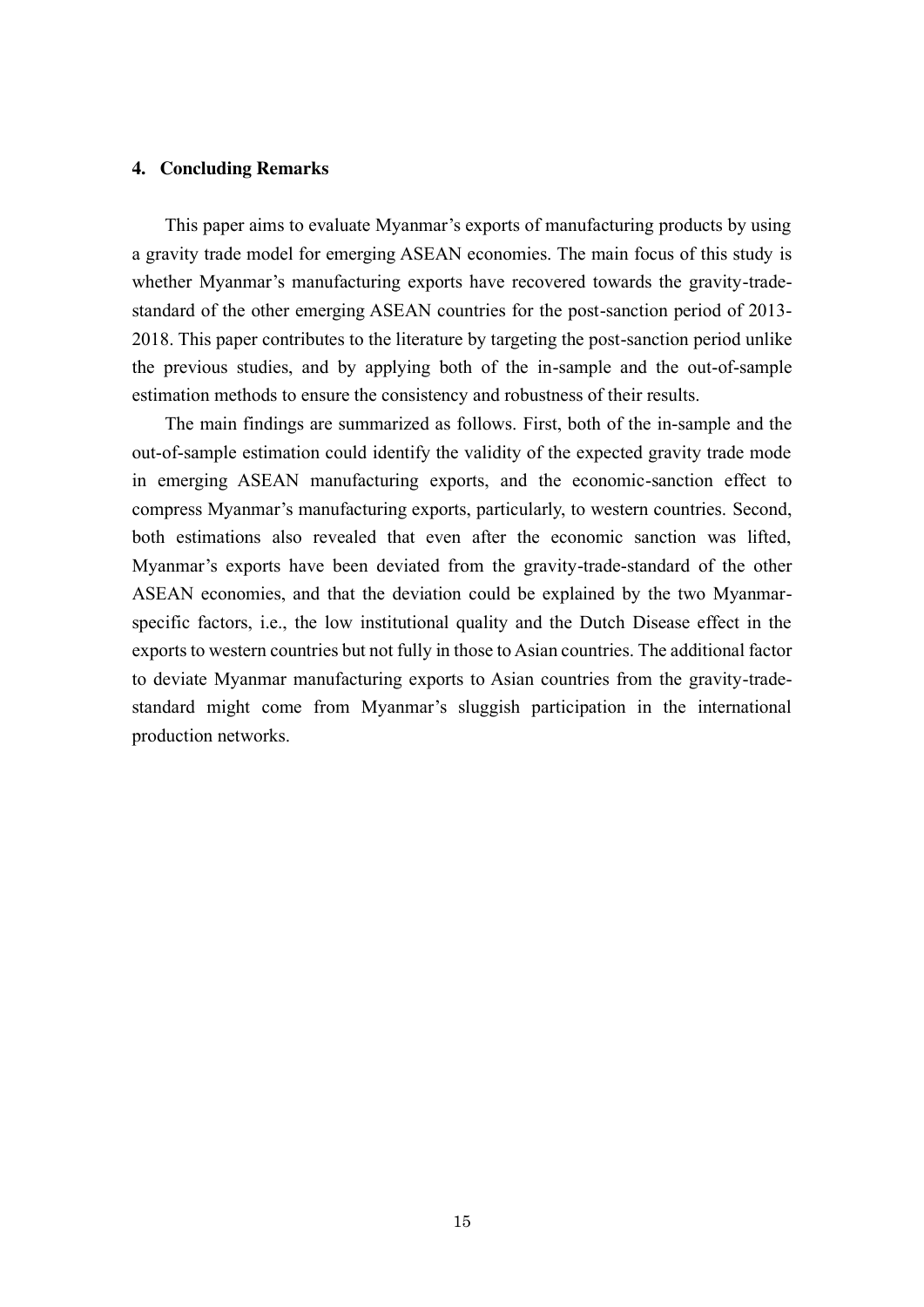## 4. Concluding Remarks

This paper aims to evaluate Myanmar's exports of manufacturing products by using a gravity trade model for emerging ASEAN economies. The main focus of this study is whether Myanmar's manufacturing exports have recovered towards the gravity-trade-standard of the other emerging ASEAN countries for the post-sanction period of 2013-2018. This paper contributes to the literature by targeting the post-sanction period unlike the previous studies, and by applying both of the in-sample and the out-of-sample estimation methods to ensure the consistency and robustness of their results.

The main findings are summarized as follows. First, both of the in-sample and the out-of-sample estimation could identify the validity of the expected gravity trade mode in emerging ASEAN manufacturing exports, and the economic-sanction effect to compress Myanmar's manufacturing exports, particularly, to western countries. Second, both estimations also revealed that even after the economic sanction was lifted, Myanmar's exports have been deviated from the gravity-trade-standard of the other ASEAN economies, and that the deviation could be explained by the two Myanmar-specific factors, i.e., the low institutional quality and the Dutch Disease effect in the exports to western countries but not fully in those to Asian countries. The additional factor to deviate Myanmar manufacturing exports to Asian countries from the gravity-trade-standard might come from Myanmar's sluggish participation in the international production networks.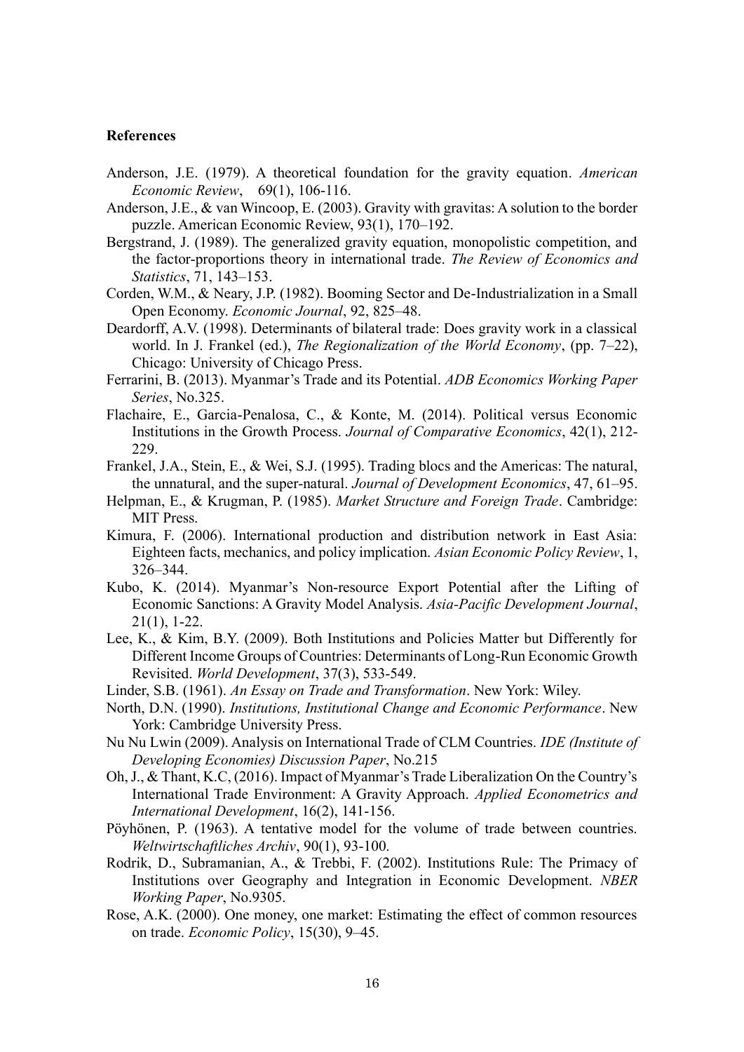**References**

Anderson, J.E. (1979). A theoretical foundation for the gravity equation. *American Economic Review*, 69(1), 106-116.

Anderson, J.E., & van Wincoop, E. (2003). Gravity with gravitas: A solution to the border puzzle. American Economic Review, 93(1), 170–192.

Bergstrand, J. (1989). The generalized gravity equation, monopolistic competition, and the factor-proportions theory in international trade. *The Review of Economics and Statistics*, 71, 143–153.

Corden, W.M., & Neary, J.P. (1982). Booming Sector and De-Industrialization in a Small Open Economy. *Economic Journal*, 92, 825–48.

Deardorff, A.V. (1998). Determinants of bilateral trade: Does gravity work in a classical world. In J. Frankel (ed.), *The Regionalization of the World Economy*, (pp. 7–22), Chicago: University of Chicago Press.

Ferrarini, B. (2013). Myanmar's Trade and its Potential. *ADB Economics Working Paper Series*, No.325.

Flachaire, E., Garcia-Penalosa, C., & Konte, M. (2014). Political versus Economic Institutions in the Growth Process. *Journal of Comparative Economics*, 42(1), 212-229.

Frankel, J.A., Stein, E., & Wei, S.J. (1995). Trading blocs and the Americas: The natural, the unnatural, and the super-natural. *Journal of Development Economics*, 47, 61–95.

Helpman, E., & Krugman, P. (1985). *Market Structure and Foreign Trade*. Cambridge: MIT Press.

Kimura, F. (2006). International production and distribution network in East Asia: Eighteen facts, mechanics, and policy implication. *Asian Economic Policy Review*, 1, 326–344.

Kubo, K. (2014). Myanmar's Non-resource Export Potential after the Lifting of Economic Sanctions: A Gravity Model Analysis. *Asia-Pacific Development Journal*, 21(1), 1-22.

Lee, K., & Kim, B.Y. (2009). Both Institutions and Policies Matter but Differently for Different Income Groups of Countries: Determinants of Long-Run Economic Growth Revisited. *World Development*, 37(3), 533-549.

Linder, S.B. (1961). *An Essay on Trade and Transformation*. New York: Wiley.

North, D.N. (1990). *Institutions, Institutional Change and Economic Performance*. New York: Cambridge University Press.

Nu Nu Lwin (2009). Analysis on International Trade of CLM Countries. *IDE (Institute of Developing Economies) Discussion Paper*, No.215

Oh, J., & Thant, K.C, (2016). Impact of Myanmar's Trade Liberalization On the Country's International Trade Environment: A Gravity Approach. *Applied Econometrics and International Development*, 16(2), 141-156.

Pöyhönen, P. (1963). A tentative model for the volume of trade between countries. *Weltwirtschaftliches Archiv*, 90(1), 93-100.

Rodrik, D., Subramanian, A., & Trebbi, F. (2002). Institutions Rule: The Primacy of Institutions over Geography and Integration in Economic Development. *NBER Working Paper*, No.9305.

Rose, A.K. (2000). One money, one market: Estimating the effect of common resources on trade. *Economic Policy*, 15(30), 9–45.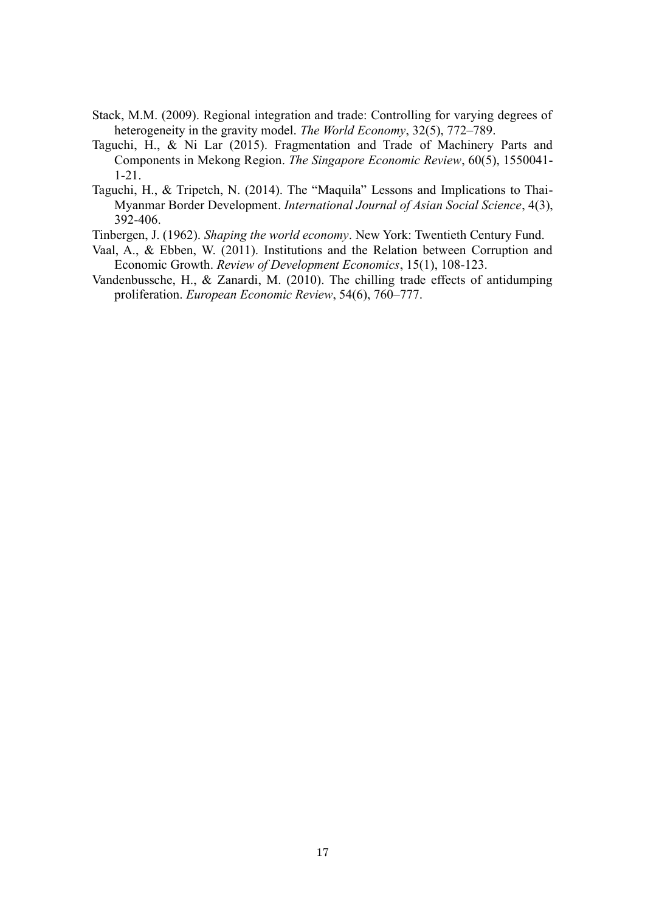Stack, M.M. (2009). Regional integration and trade: Controlling for varying degrees of heterogeneity in the gravity model. *The World Economy*, 32(5), 772–789.

Taguchi, H., & Ni Lar (2015). Fragmentation and Trade of Machinery Parts and Components in Mekong Region. *The Singapore Economic Review*, 60(5), 1550041-1-21.

Taguchi, H., & Tripetch, N. (2014). The "Maquila" Lessons and Implications to Thai-Myanmar Border Development. *International Journal of Asian Social Science*, 4(3), 392-406.

Tinbergen, J. (1962). *Shaping the world economy*. New York: Twentieth Century Fund.

Vaal, A., & Ebben, W. (2011). Institutions and the Relation between Corruption and Economic Growth. *Review of Development Economics*, 15(1), 108-123.

Vandenbussche, H., & Zanardi, M. (2010). The chilling trade effects of antidumping proliferation. *European Economic Review*, 54(6), 760–777.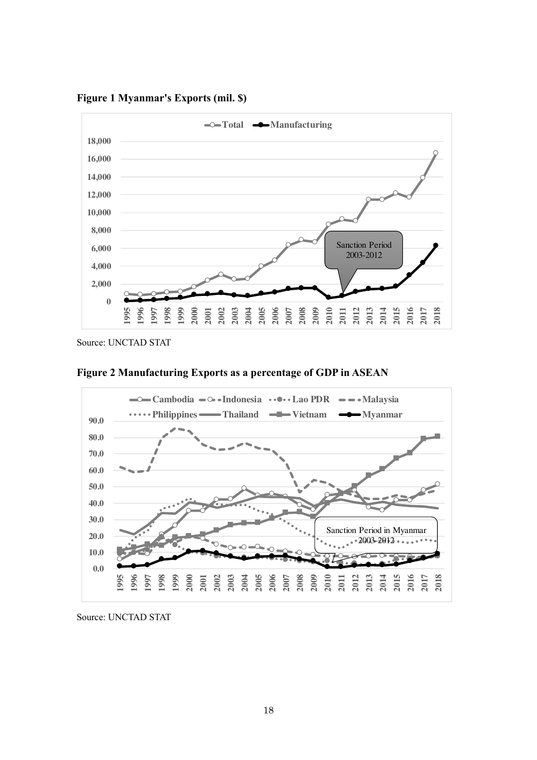**Figure 1 Myanmar's Exports (mil. $)**

Source: UNCTAD STAT

**Figure 2 Manufacturing Exports as a percentage of GDP in ASEAN**

Source: UNCTAD STAT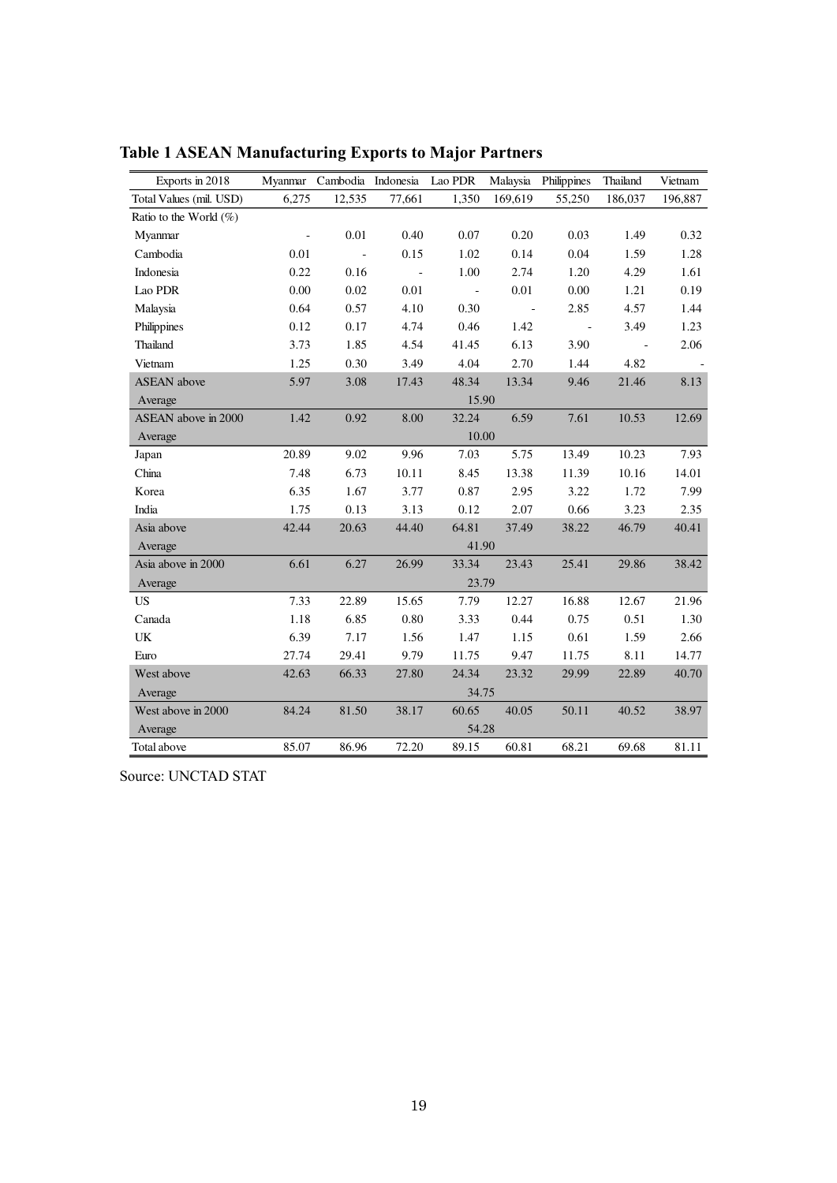**Table 1 ASEAN Manufacturing Exports to Major Partners**

| Exports in 2018 | Myanmar | Cambodia | Indonesia | Lao PDR | Malaysia | Philippines | Thailand | Vietnam |
|---|---|---|---|---|---|---|---|---|
| Total Values (mil. USD) | 6,275 | 12,535 | 77,661 | 1,350 | 169,619 | 55,250 | 186,037 | 196,887 |
| Ratio to the World (%) | | | | | | | | |
| Myanmar | - | 0.01 | 0.40 | 0.07 | 0.20 | 0.03 | 1.49 | 0.32 |
| Cambodia | 0.01 | - | 0.15 | 1.02 | 0.14 | 0.04 | 1.59 | 1.28 |
| Indonesia | 0.22 | 0.16 | - | 1.00 | 2.74 | 1.20 | 4.29 | 1.61 |
| Lao PDR | 0.00 | 0.02 | 0.01 | - | 0.01 | 0.00 | 1.21 | 0.19 |
| Malaysia | 0.64 | 0.57 | 4.10 | 0.30 | - | 2.85 | 4.57 | 1.44 |
| Philippines | 0.12 | 0.17 | 4.74 | 0.46 | 1.42 | - | 3.49 | 1.23 |
| Thailand | 3.73 | 1.85 | 4.54 | 41.45 | 6.13 | 3.90 | - | 2.06 |
| Vietnam | 1.25 | 0.30 | 3.49 | 4.04 | 2.70 | 1.44 | 4.82 | - |
| ASEAN above | 5.97 | 3.08 | 17.43 | 48.34 | 13.34 | 9.46 | 21.46 | 8.13 |
| Average | | | | 15.90 | | | | |
| ASEAN above in 2000 | 1.42 | 0.92 | 8.00 | 32.24 | 6.59 | 7.61 | 10.53 | 12.69 |
| Average | | | | 10.00 | | | | |
| Japan | 20.89 | 9.02 | 9.96 | 7.03 | 5.75 | 13.49 | 10.23 | 7.93 |
| China | 7.48 | 6.73 | 10.11 | 8.45 | 13.38 | 11.39 | 10.16 | 14.01 |
| Korea | 6.35 | 1.67 | 3.77 | 0.87 | 2.95 | 3.22 | 1.72 | 7.99 |
| India | 1.75 | 0.13 | 3.13 | 0.12 | 2.07 | 0.66 | 3.23 | 2.35 |
| Asia above | 42.44 | 20.63 | 44.40 | 64.81 | 37.49 | 38.22 | 46.79 | 40.41 |
| Average | | | | 41.90 | | | | |
| Asia above in 2000 | 6.61 | 6.27 | 26.99 | 33.34 | 23.43 | 25.41 | 29.86 | 38.42 |
| Average | | | | 23.79 | | | | |
| US | 7.33 | 22.89 | 15.65 | 7.79 | 12.27 | 16.88 | 12.67 | 21.96 |
| Canada | 1.18 | 6.85 | 0.80 | 3.33 | 0.44 | 0.75 | 0.51 | 1.30 |
| UK | 6.39 | 7.17 | 1.56 | 1.47 | 1.15 | 0.61 | 1.59 | 2.66 |
| Euro | 27.74 | 29.41 | 9.79 | 11.75 | 9.47 | 11.75 | 8.11 | 14.77 |
| West above | 42.63 | 66.33 | 27.80 | 24.34 | 23.32 | 29.99 | 22.89 | 40.70 |
| Average | | | | 34.75 | | | | |
| West above in 2000 | 84.24 | 81.50 | 38.17 | 60.65 | 40.05 | 50.11 | 40.52 | 38.97 |
| Average | | | | 54.28 | | | | |
| Total above | 85.07 | 86.96 | 72.20 | 89.15 | 60.81 | 68.21 | 69.68 | 81.11 |

Source: UNCTAD STAT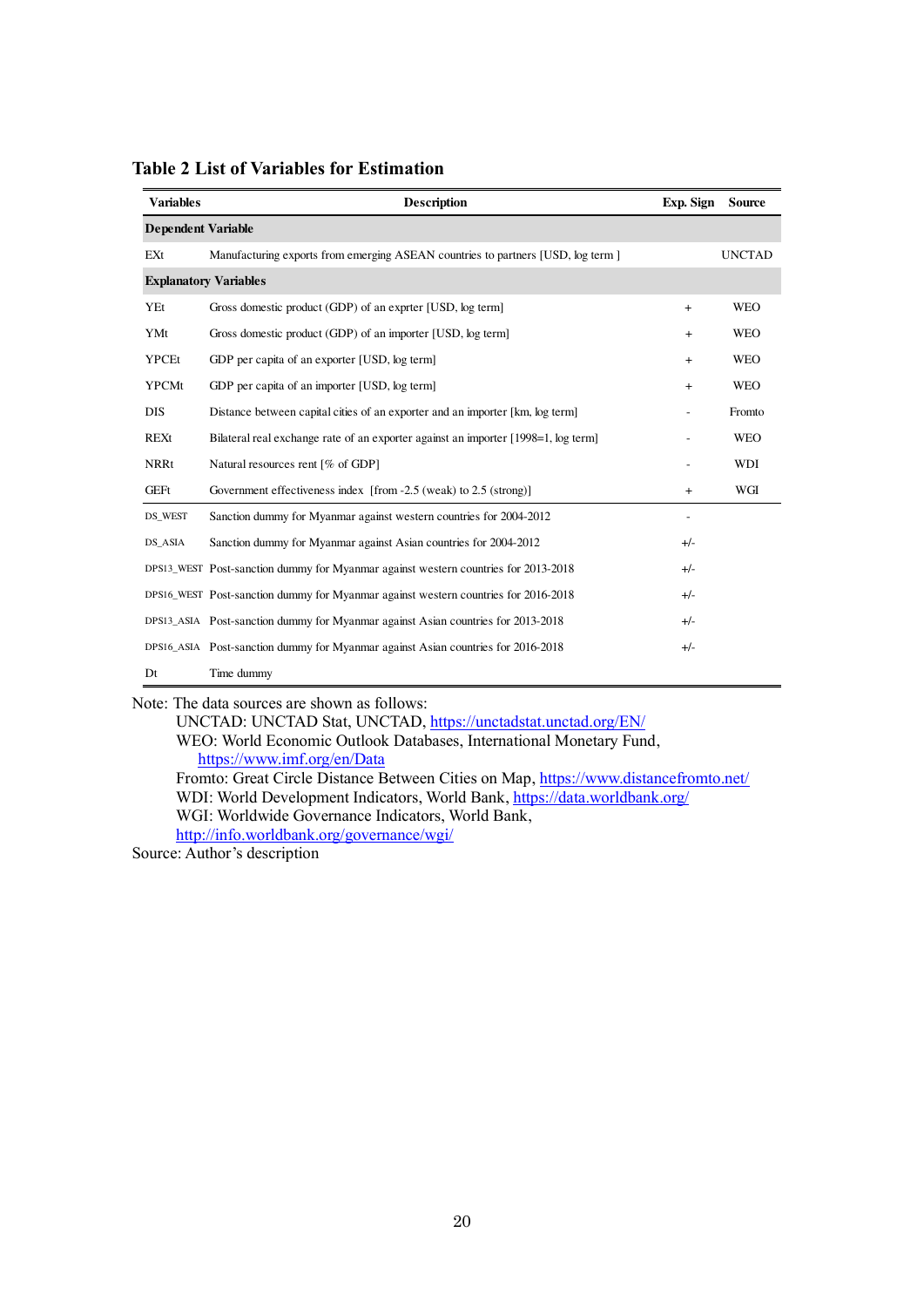**Table 2 List of Variables for Estimation**

| Variables | Description | Exp. Sign | Source |
|---|---|---|---|
| **Dependent Variable** | | | |
| EXt | Manufacturing exports from emerging ASEAN countries to partners [USD, log term ] | | UNCTAD |
| **Explanatory Variables** | | | |
| YEt | Gross domestic product (GDP) of an exprter [USD, log term] | + | WEO |
| YMt | Gross domestic product (GDP) of an importer [USD, log term] | + | WEO |
| YPCEt | GDP per capita of an exporter [USD, log term] | + | WEO |
| YPCMt | GDP per capita of an importer [USD, log term] | + | WEO |
| DIS | Distance between capital cities of an exporter and an importer [km, log term] | - | Fromto |
| REXt | Bilateral real exchange rate of an exporter against an importer [1998=1, log term] | - | WEO |
| NRRt | Natural resources rent [% of GDP] | - | WDI |
| GEFt | Government effectiveness index [from -2.5 (weak) to 2.5 (strong)] | + | WGI |
| DS_WEST | Sanction dummy for Myanmar against western countries for 2004-2012 | - | |
| DS_ASIA | Sanction dummy for Myanmar against Asian countries for 2004-2012 | +/- | |
| DPS13_WEST | Post-sanction dummy for Myanmar against western countries for 2013-2018 | +/- | |
| DPS16_WEST | Post-sanction dummy for Myanmar against western countries for 2016-2018 | +/- | |
| DPS13_ASIA | Post-sanction dummy for Myanmar against Asian countries for 2013-2018 | +/- | |
| DPS16_ASIA | Post-sanction dummy for Myanmar against Asian countries for 2016-2018 | +/- | |
| Dt | Time dummy | | |

Note: The data sources are shown as follows:

UNCTAD: UNCTAD Stat, UNCTAD, https://unctadstat.unctad.org/EN/

WEO: World Economic Outlook Databases, International Monetary Fund, https://www.imf.org/en/Data

Fromto: Great Circle Distance Between Cities on Map, https://www.distancefromto.net/

WDI: World Development Indicators, World Bank, https://data.worldbank.org/

WGI: Worldwide Governance Indicators, World Bank, http://info.worldbank.org/governance/wgi/

Source: Author's description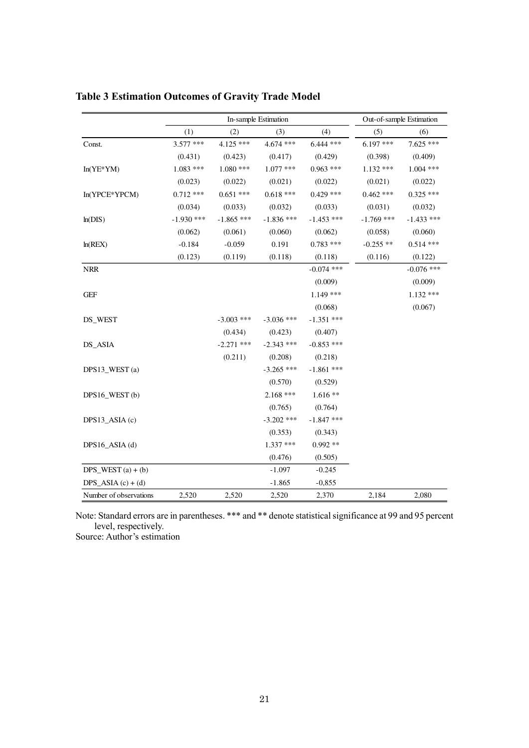**Table 3 Estimation Outcomes of Gravity Trade Model**

| | In-sample Estimation | | | | Out-of-sample Estimation | |
|---|---|---|---|---|---|---|
| | (1) | (2) | (3) | (4) | (5) | (6) |
| Const. | 3.577 *** | 4.125 *** | 4.674 *** | 6.444 *** | 6.197 *** | 7.625 *** |
| | (0.431) | (0.423) | (0.417) | (0.429) | (0.398) | (0.409) |
| ln(YE*YM) | 1.083 *** | 1.080 *** | 1.077 *** | 0.963 *** | 1.132 *** | 1.004 *** |
| | (0.023) | (0.022) | (0.021) | (0.022) | (0.021) | (0.022) |
| ln(YPCE*YPCM) | 0.712 *** | 0.651 *** | 0.618 *** | 0.429 *** | 0.462 *** | 0.325 *** |
| | (0.034) | (0.033) | (0.032) | (0.033) | (0.031) | (0.032) |
| ln(DIS) | -1.930 *** | -1.865 *** | -1.836 *** | -1.453 *** | -1.769 *** | -1.433 *** |
| | (0.062) | (0.061) | (0.060) | (0.062) | (0.058) | (0.060) |
| ln(REX) | -0.184 | -0.059 | 0.191 | 0.783 *** | -0.255 ** | 0.514 *** |
| | (0.123) | (0.119) | (0.118) | (0.118) | (0.116) | (0.122) |
| NRR | | | | -0.074 *** | | -0.076 *** |
| | | | | (0.009) | | (0.009) |
| GEF | | | | 1.149 *** | | 1.132 *** |
| | | | | (0.068) | | (0.067) |
| DS_WEST | | -3.003 *** | -3.036 *** | -1.351 *** | | |
| | | (0.434) | (0.423) | (0.407) | | |
| DS_ASIA | | -2.271 *** | -2.343 *** | -0.853 *** | | |
| | | (0.211) | (0.208) | (0.218) | | |
| DPS13_WEST (a) | | | -3.265 *** | -1.861 *** | | |
| | | | (0.570) | (0.529) | | |
| DPS16_WEST (b) | | | 2.168 *** | 1.616 ** | | |
| | | | (0.765) | (0.764) | | |
| DPS13_ASIA (c) | | | -3.202 *** | -1.847 *** | | |
| | | | (0.353) | (0.343) | | |
| DPS16_ASIA (d) | | | 1.337 *** | 0.992 ** | | |
| | | | (0.476) | (0.505) | | |
| DPS_WEST (a) + (b) | | | -1.097 | -0.245 | | |
| DPS_ASIA (c) + (d) | | | -1.865 | -0,855 | | |
| Number of observations | 2,520 | 2,520 | 2,520 | 2,370 | 2,184 | 2,080 |

Note: Standard errors are in parentheses. *** and ** denote statistical significance at 99 and 95 percent level, respectively.

Source: Author's estimation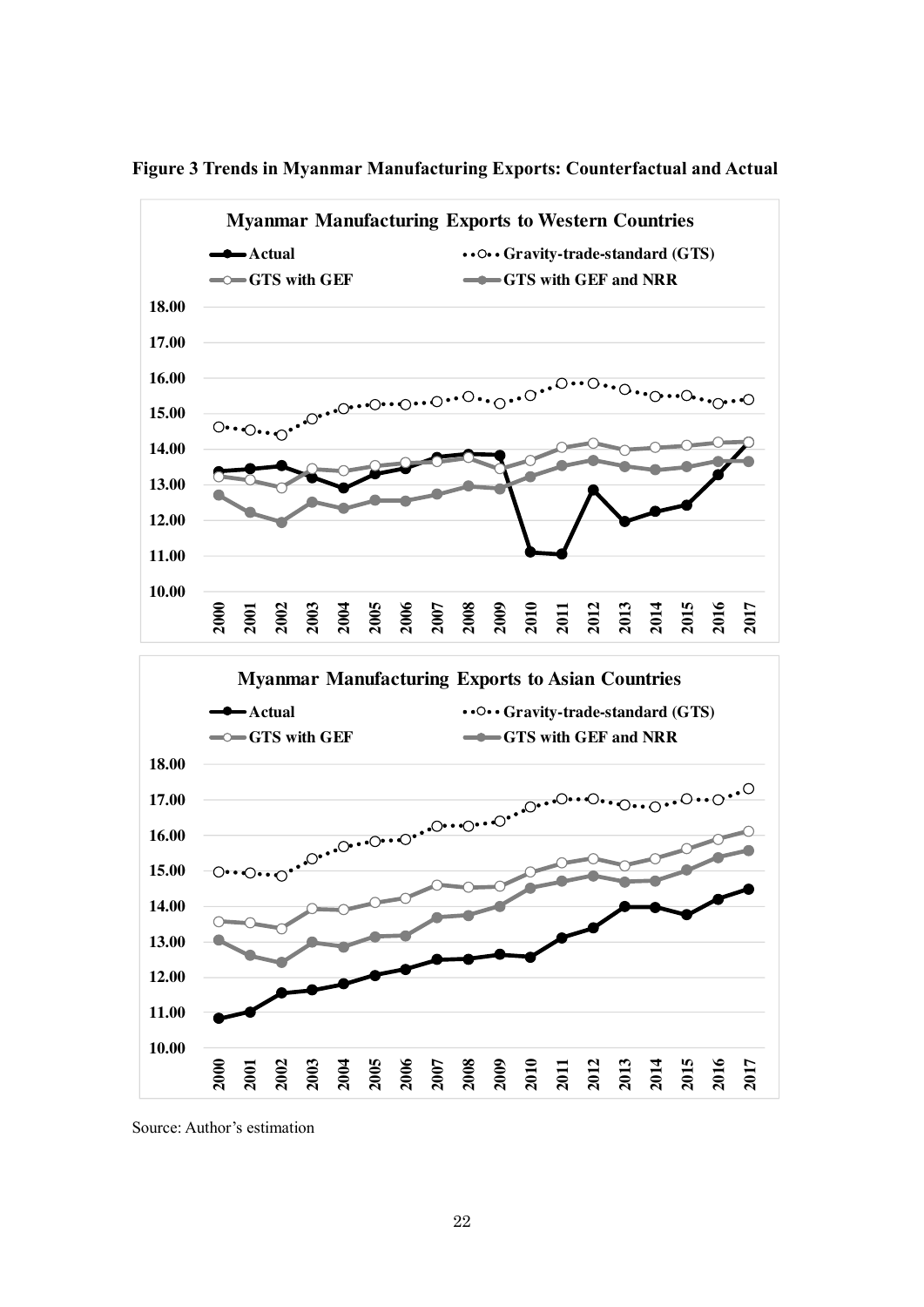**Figure 3 Trends in Myanmar Manufacturing Exports: Counterfactual and Actual**

Myanmar Manufacturing Exports to Western Countries

Actual

Gravity-trade-standard (GTS)

GTS with GEF

GTS with GEF and NRR

18.00
17.00
16.00
15.00
14.00
13.00
12.00
11.00
10.00

2000 2001 2002 2003 2004 2005 2006 2007 2008 2009 2010 2011 2012 2013 2014 2015 2016 2017

Myanmar Manufacturing Exports to Asian Countries

Actual

Gravity-trade-standard (GTS)

GTS with GEF

GTS with GEF and NRR

18.00
17.00
16.00
15.00
14.00
13.00
12.00
11.00
10.00

2000 2001 2002 2003 2004 2005 2006 2007 2008 2009 2010 2011 2012 2013 2014 2015 2016 2017

Source: Author's estimation